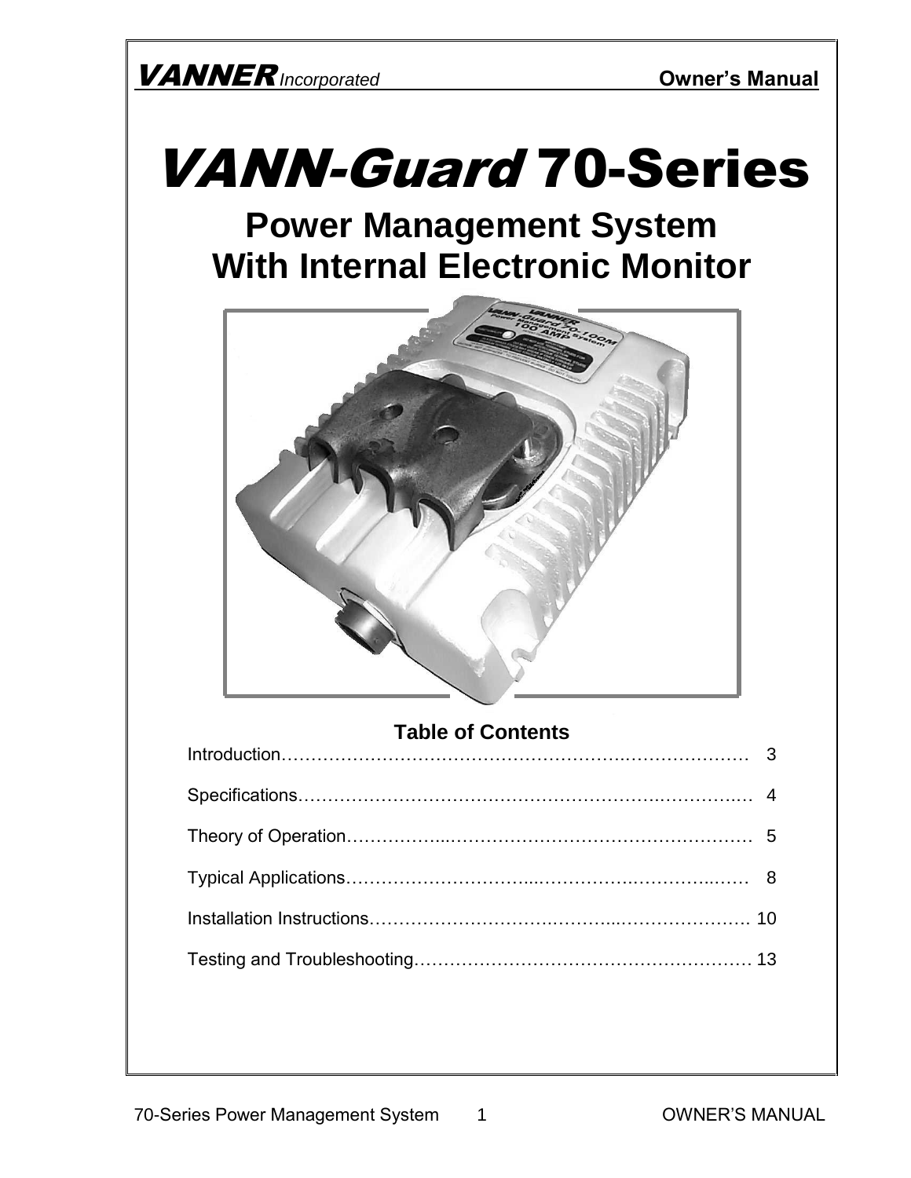**VANNER** *Incorporated* **Owner's Manual**

# *VANN-Guard* 70-Series

## Power Management System
## With Internal Electronic Monitor

### Table of Contents

| | |
|---|---|
| Introduction | 3 |
| Specifications | 4 |
| Theory of Operation | 5 |
| Typical Applications | 8 |
| Installation Instructions | 10 |
| Testing and Troubleshooting | 13 |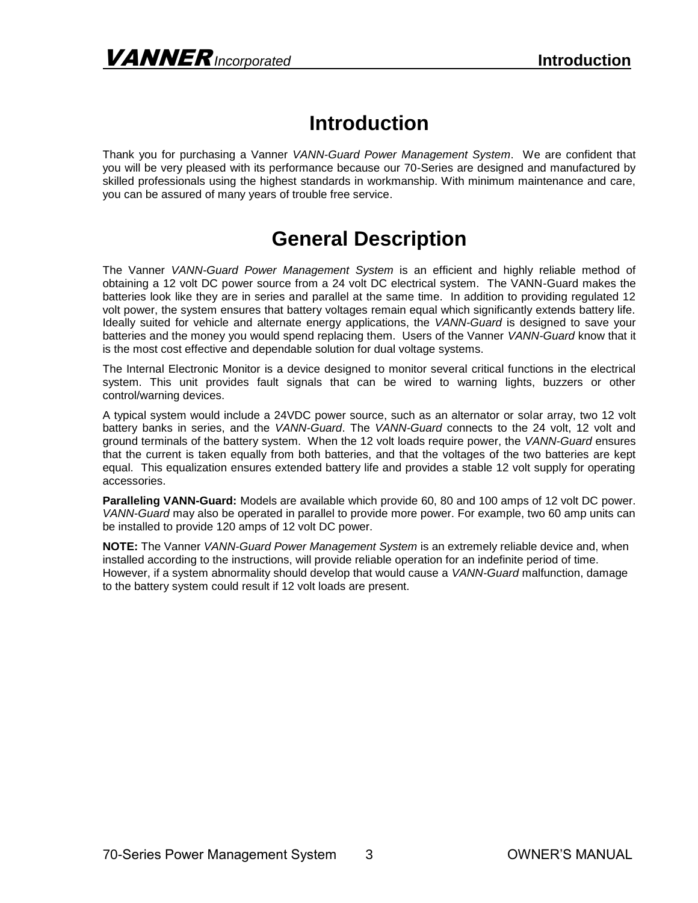# Introduction

Thank you for purchasing a Vanner *VANN-Guard Power Management System*. We are confident that you will be very pleased with its performance because our 70-Series are designed and manufactured by skilled professionals using the highest standards in workmanship. With minimum maintenance and care, you can be assured of many years of trouble free service.

# General Description

The Vanner *VANN-Guard Power Management System* is an efficient and highly reliable method of obtaining a 12 volt DC power source from a 24 volt DC electrical system. The VANN-Guard makes the batteries look like they are in series and parallel at the same time. In addition to providing regulated 12 volt power, the system ensures that battery voltages remain equal which significantly extends battery life. Ideally suited for vehicle and alternate energy applications, the *VANN-Guard* is designed to save your batteries and the money you would spend replacing them. Users of the Vanner *VANN-Guard* know that it is the most cost effective and dependable solution for dual voltage systems.

The Internal Electronic Monitor is a device designed to monitor several critical functions in the electrical system. This unit provides fault signals that can be wired to warning lights, buzzers or other control/warning devices.

A typical system would include a 24VDC power source, such as an alternator or solar array, two 12 volt battery banks in series, and the *VANN-Guard*. The *VANN-Guard* connects to the 24 volt, 12 volt and ground terminals of the battery system. When the 12 volt loads require power, the *VANN-Guard* ensures that the current is taken equally from both batteries, and that the voltages of the two batteries are kept equal. This equalization ensures extended battery life and provides a stable 12 volt supply for operating accessories.

**Paralleling VANN-Guard:** Models are available which provide 60, 80 and 100 amps of 12 volt DC power. *VANN-Guard* may also be operated in parallel to provide more power. For example, two 60 amp units can be installed to provide 120 amps of 12 volt DC power.

**NOTE:** The Vanner *VANN-Guard Power Management System* is an extremely reliable device and, when installed according to the instructions, will provide reliable operation for an indefinite period of time. However, if a system abnormality should develop that would cause a *VANN-Guard* malfunction, damage to the battery system could result if 12 volt loads are present.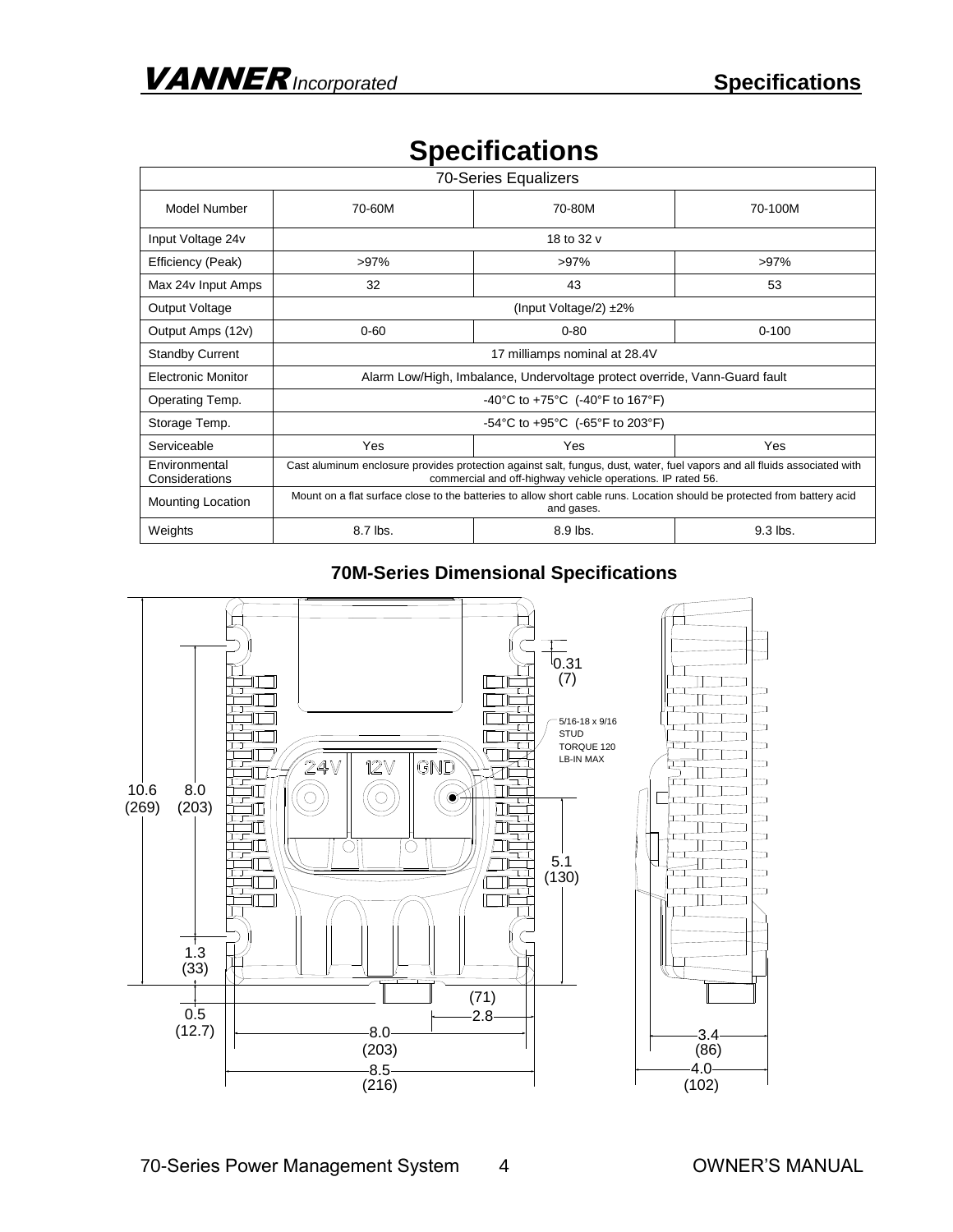# Specifications

| 70-Series Equalizers | | | |
|---|---|---|---|
| Model Number | 70-60M | 70-80M | 70-100M |
| Input Voltage 24v | 18 to 32 v | | |
| Efficiency (Peak) | >97% | >97% | >97% |
| Max 24v Input Amps | 32 | 43 | 53 |
| Output Voltage | (Input Voltage/2) ±2% | | |
| Output Amps (12v) | 0-60 | 0-80 | 0-100 |
| Standby Current | 17 milliamps nominal at 28.4V | | |
| Electronic Monitor | Alarm Low/High, Imbalance, Undervoltage protect override, Vann-Guard fault | | |
| Operating Temp. | -40°C to +75°C (-40°F to 167°F) | | |
| Storage Temp. | -54°C to +95°C (-65°F to 203°F) | | |
| Serviceable | Yes | Yes | Yes |
| Environmental Considerations | Cast aluminum enclosure provides protection against salt, fungus, dust, water, fuel vapors and all fluids associated with commercial and off-highway vehicle operations. IP rated 56. | | |
| Mounting Location | Mount on a flat surface close to the batteries to allow short cable runs. Location should be protected from battery acid and gases. | | |
| Weights | 8.7 lbs. | 8.9 lbs. | 9.3 lbs. |

## 70M-Series Dimensional Specifications

24V 12V GND

5/16-18 x 9/16 STUD TORQUE 120 LB-IN MAX

10.6 (269) 8.0 (203) 1.3 (33) 0.5 (12.7) 0.31 (7) 5.1 (130) (71) 2.8 8.0 (203) 8.5 (216) 3.4 (86) 4.0 (102)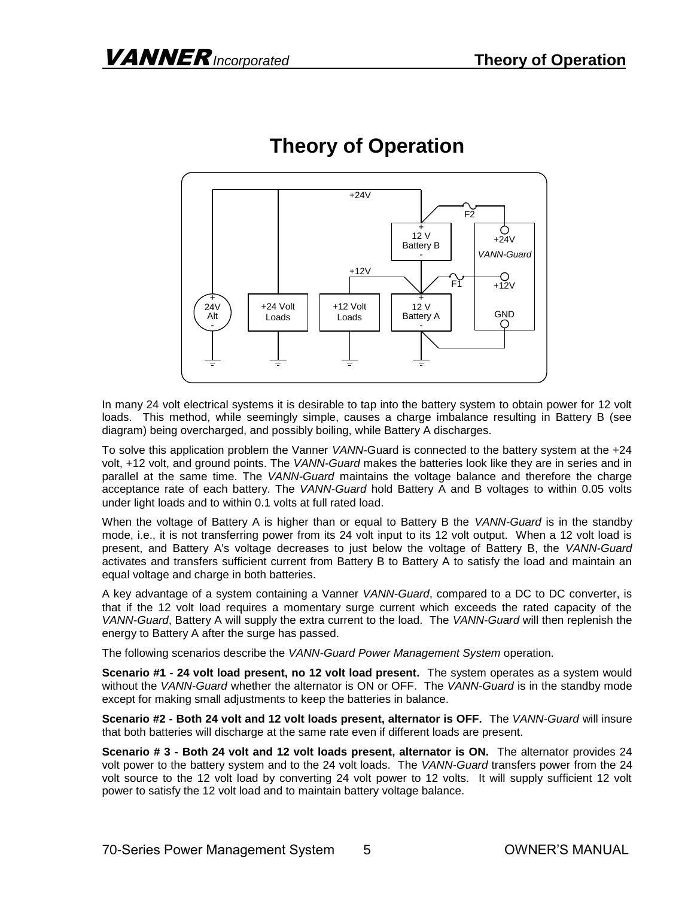# Theory of Operation

In many 24 volt electrical systems it is desirable to tap into the battery system to obtain power for 12 volt loads. This method, while seemingly simple, causes a charge imbalance resulting in Battery B (see diagram) being overcharged, and possibly boiling, while Battery A discharges.

To solve this application problem the Vanner *VANN*-Guard is connected to the battery system at the +24 volt, +12 volt, and ground points. The *VANN-Guard* makes the batteries look like they are in series and in parallel at the same time. The *VANN-Guard* maintains the voltage balance and therefore the charge acceptance rate of each battery. The *VANN-Guard* hold Battery A and B voltages to within 0.05 volts under light loads and to within 0.1 volts at full rated load.

When the voltage of Battery A is higher than or equal to Battery B the *VANN-Guard* is in the standby mode, i.e., it is not transferring power from its 24 volt input to its 12 volt output. When a 12 volt load is present, and Battery A's voltage decreases to just below the voltage of Battery B, the *VANN-Guard* activates and transfers sufficient current from Battery B to Battery A to satisfy the load and maintain an equal voltage and charge in both batteries.

A key advantage of a system containing a Vanner *VANN-Guard*, compared to a DC to DC converter, is that if the 12 volt load requires a momentary surge current which exceeds the rated capacity of the *VANN-Guard*, Battery A will supply the extra current to the load. The *VANN-Guard* will then replenish the energy to Battery A after the surge has passed.

The following scenarios describe the *VANN-Guard Power Management System* operation.

**Scenario #1 - 24 volt load present, no 12 volt load present.** The system operates as a system would without the *VANN-Guard* whether the alternator is ON or OFF. The *VANN-Guard* is in the standby mode except for making small adjustments to keep the batteries in balance.

**Scenario #2 - Both 24 volt and 12 volt loads present, alternator is OFF.** The *VANN-Guard* will insure that both batteries will discharge at the same rate even if different loads are present.

**Scenario # 3 - Both 24 volt and 12 volt loads present, alternator is ON.** The alternator provides 24 volt power to the battery system and to the 24 volt loads. The *VANN-Guard* transfers power from the 24 volt source to the 12 volt load by converting 24 volt power to 12 volts. It will supply sufficient 12 volt power to satisfy the 12 volt load and to maintain battery voltage balance.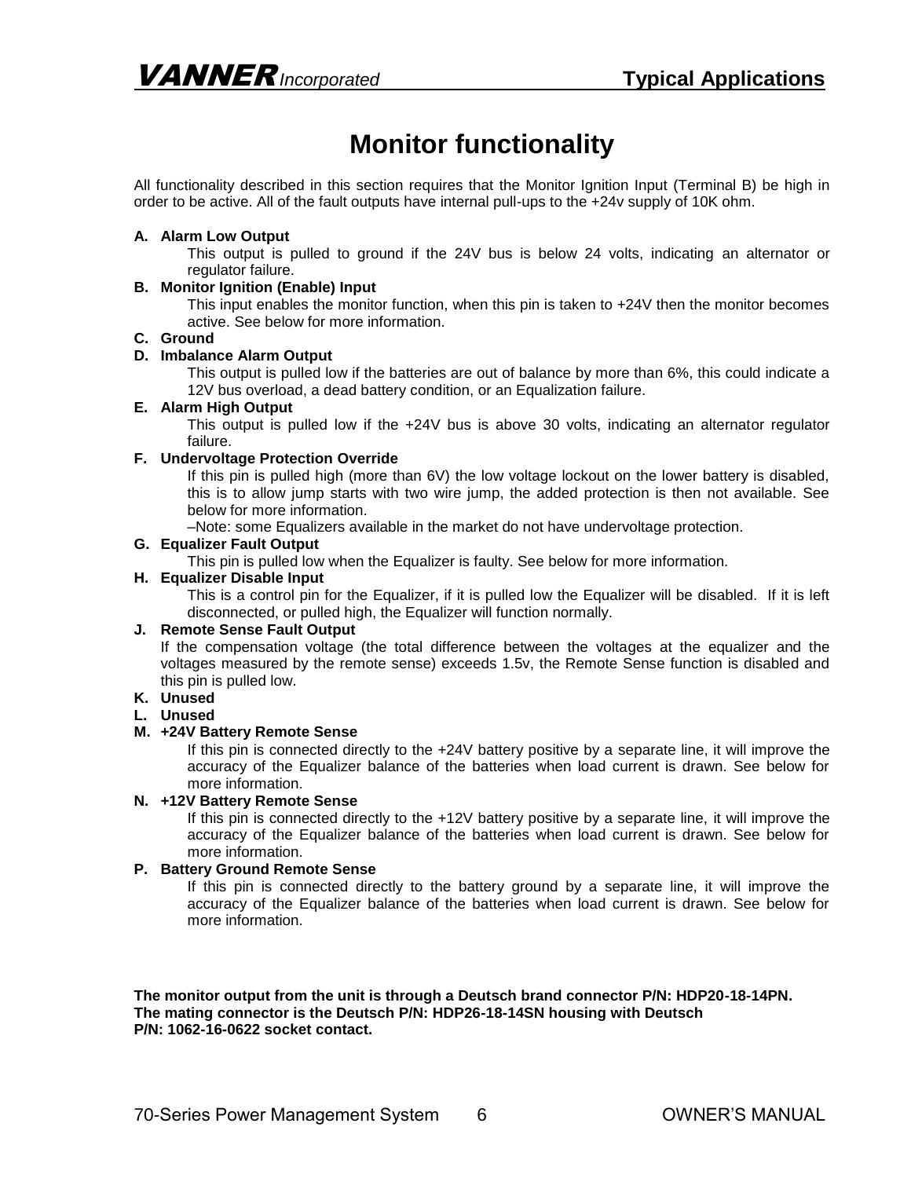# Monitor functionality

All functionality described in this section requires that the Monitor Ignition Input (Terminal B) be high in order to be active. All of the fault outputs have internal pull-ups to the +24v supply of 10K ohm.

**A. Alarm Low Output**

This output is pulled to ground if the 24V bus is below 24 volts, indicating an alternator or regulator failure.

**B. Monitor Ignition (Enable) Input**

This input enables the monitor function, when this pin is taken to +24V then the monitor becomes active. See below for more information.

**C. Ground**

**D. Imbalance Alarm Output**

This output is pulled low if the batteries are out of balance by more than 6%, this could indicate a 12V bus overload, a dead battery condition, or an Equalization failure.

**E. Alarm High Output**

This output is pulled low if the +24V bus is above 30 volts, indicating an alternator regulator failure.

**F. Undervoltage Protection Override**

If this pin is pulled high (more than 6V) the low voltage lockout on the lower battery is disabled, this is to allow jump starts with two wire jump, the added protection is then not available. See below for more information.

–Note: some Equalizers available in the market do not have undervoltage protection.

**G. Equalizer Fault Output**

This pin is pulled low when the Equalizer is faulty. See below for more information.

**H. Equalizer Disable Input**

This is a control pin for the Equalizer, if it is pulled low the Equalizer will be disabled. If it is left disconnected, or pulled high, the Equalizer will function normally.

**J. Remote Sense Fault Output**

If the compensation voltage (the total difference between the voltages at the equalizer and the voltages measured by the remote sense) exceeds 1.5v, the Remote Sense function is disabled and this pin is pulled low.

**K. Unused**

**L. Unused**

**M. +24V Battery Remote Sense**

If this pin is connected directly to the +24V battery positive by a separate line, it will improve the accuracy of the Equalizer balance of the batteries when load current is drawn. See below for more information.

**N. +12V Battery Remote Sense**

If this pin is connected directly to the +12V battery positive by a separate line, it will improve the accuracy of the Equalizer balance of the batteries when load current is drawn. See below for more information.

**P. Battery Ground Remote Sense**

If this pin is connected directly to the battery ground by a separate line, it will improve the accuracy of the Equalizer balance of the batteries when load current is drawn. See below for more information.

**The monitor output from the unit is through a Deutsch brand connector P/N: HDP20-18-14PN. The mating connector is the Deutsch P/N: HDP26-18-14SN housing with Deutsch P/N: 1062-16-0622 socket contact.**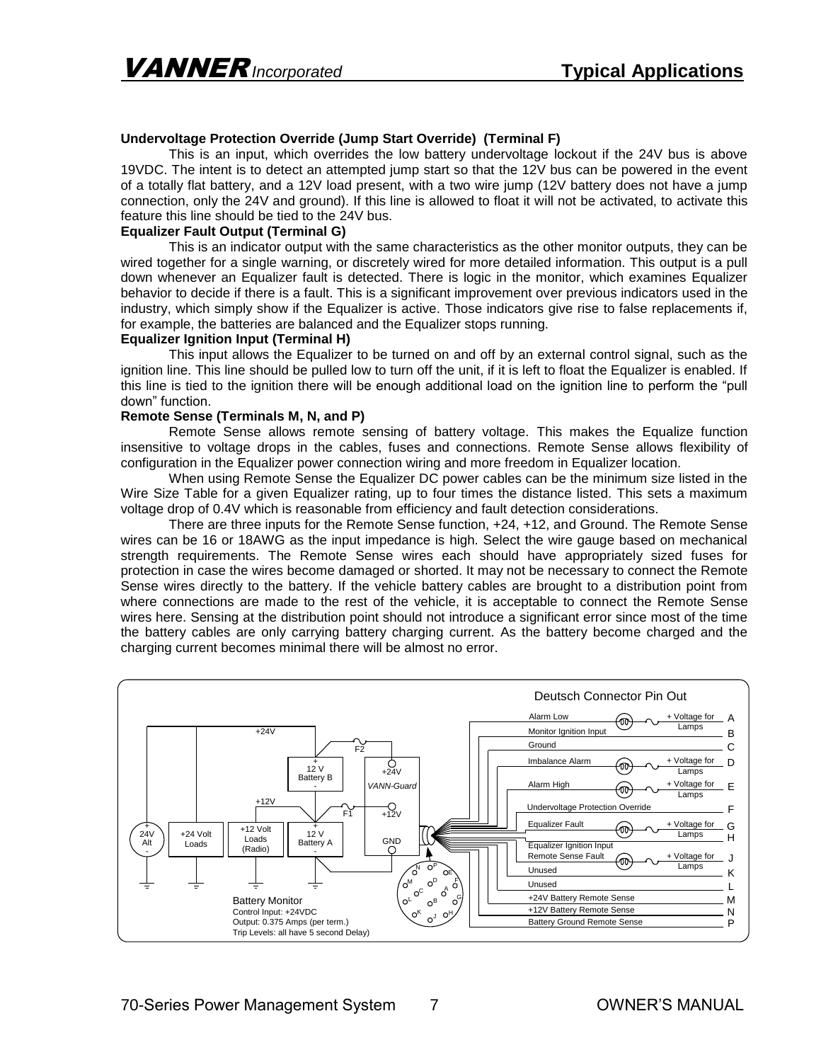**Undervoltage Protection Override (Jump Start Override) (Terminal F)**

This is an input, which overrides the low battery undervoltage lockout if the 24V bus is above 19VDC. The intent is to detect an attempted jump start so that the 12V bus can be powered in the event of a totally flat battery, and a 12V load present, with a two wire jump (12V battery does not have a jump connection, only the 24V and ground). If this line is allowed to float it will not be activated, to activate this feature this line should be tied to the 24V bus.

**Equalizer Fault Output (Terminal G)**

This is an indicator output with the same characteristics as the other monitor outputs, they can be wired together for a single warning, or discretely wired for more detailed information. This output is a pull down whenever an Equalizer fault is detected. There is logic in the monitor, which examines Equalizer behavior to decide if there is a fault. This is a significant improvement over previous indicators used in the industry, which simply show if the Equalizer is active. Those indicators give rise to false replacements if, for example, the batteries are balanced and the Equalizer stops running.

**Equalizer Ignition Input (Terminal H)**

This input allows the Equalizer to be turned on and off by an external control signal, such as the ignition line. This line should be pulled low to turn off the unit, if it is left to float the Equalizer is enabled. If this line is tied to the ignition there will be enough additional load on the ignition line to perform the “pull down” function.

**Remote Sense (Terminals M, N, and P)**

Remote Sense allows remote sensing of battery voltage. This makes the Equalize function insensitive to voltage drops in the cables, fuses and connections. Remote Sense allows flexibility of configuration in the Equalizer power connection wiring and more freedom in Equalizer location.

When using Remote Sense the Equalizer DC power cables can be the minimum size listed in the Wire Size Table for a given Equalizer rating, up to four times the distance listed. This sets a maximum voltage drop of 0.4V which is reasonable from efficiency and fault detection considerations.

There are three inputs for the Remote Sense function, +24, +12, and Ground. The Remote Sense wires can be 16 or 18AWG as the input impedance is high. Select the wire gauge based on mechanical strength requirements. The Remote Sense wires each should have appropriately sized fuses for protection in case the wires become damaged or shorted. It may not be necessary to connect the Remote Sense wires directly to the battery. If the vehicle battery cables are brought to a distribution point from where connections are made to the rest of the vehicle, it is acceptable to connect the Remote Sense wires here. Sensing at the distribution point should not introduce a significant error since most of the time the battery cables are only carrying battery charging current. As the battery become charged and the charging current becomes minimal there will be almost no error.

Deutsch Connector Pin Out

| Pin | Function |
|---|---|
| A | Alarm Low (+ Voltage for Lamps) |
| B | Monitor Ignition Input |
| C | Ground |
| D | Imbalance Alarm (+ Voltage for Lamps) |
| E | Alarm High (+ Voltage for Lamps) |
| F | Undervoltage Protection Override |
| G | Equalizer Fault (+ Voltage for Lamps) |
| H | Equalizer Ignition Input |
| J | Remote Sense Fault (+ Voltage for Lamps) |
| K | Unused |
| L | Unused |
| M | +24V Battery Remote Sense |
| N | +12V Battery Remote Sense |
| P | Battery Ground Remote Sense |

Battery Monitor
Control Input: +24VDC
Output: 0.375 Amps (per term.)
Trip Levels: all have 5 second Delay)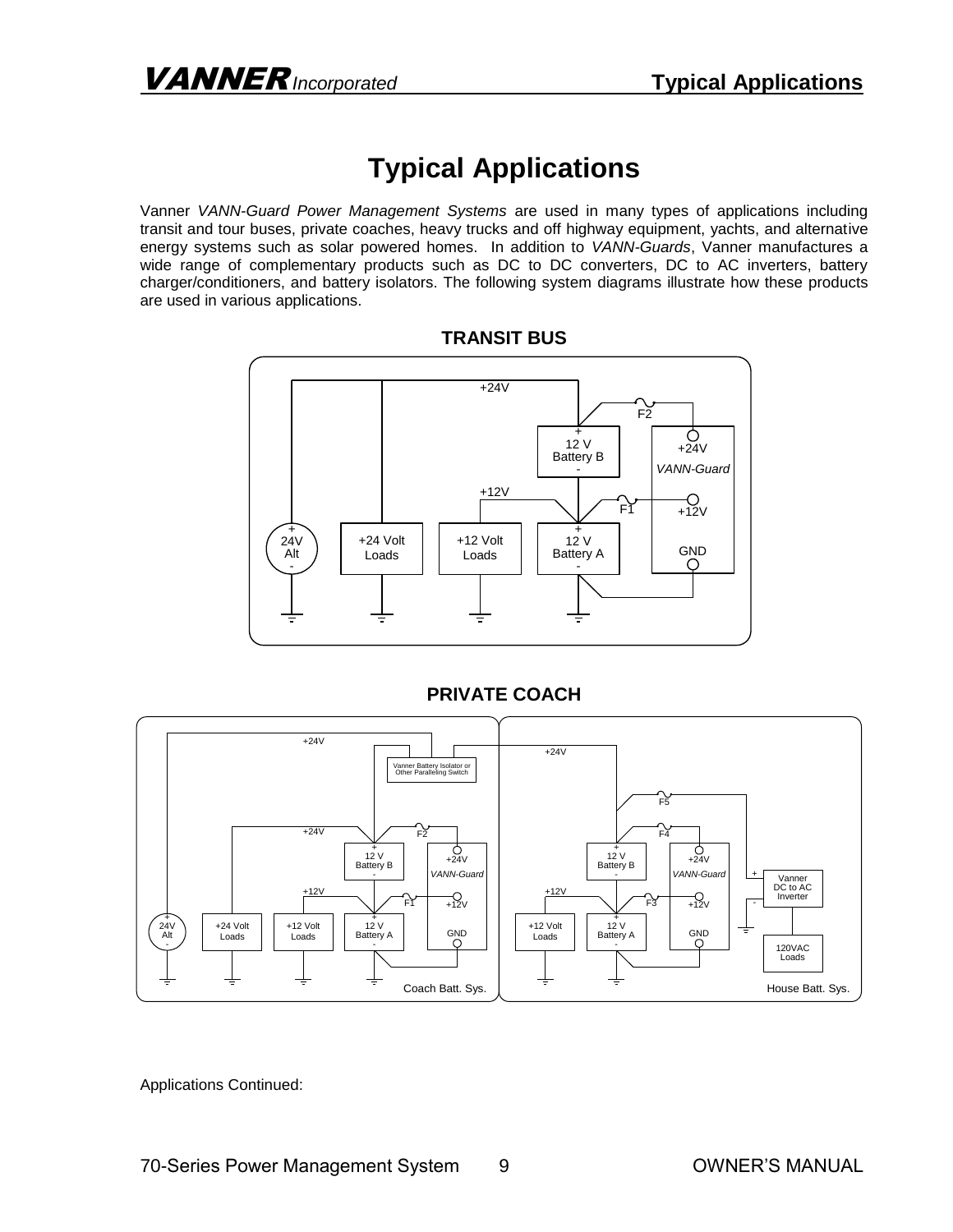# Typical Applications

Vanner *VANN-Guard Power Management Systems* are used in many types of applications including transit and tour buses, private coaches, heavy trucks and off highway equipment, yachts, and alternative energy systems such as solar powered homes. In addition to *VANN-Guards*, Vanner manufactures a wide range of complementary products such as DC to DC converters, DC to AC inverters, battery charger/conditioners, and battery isolators. The following system diagrams illustrate how these products are used in various applications.

**TRANSIT BUS**

**PRIVATE COACH**

Applications Continued: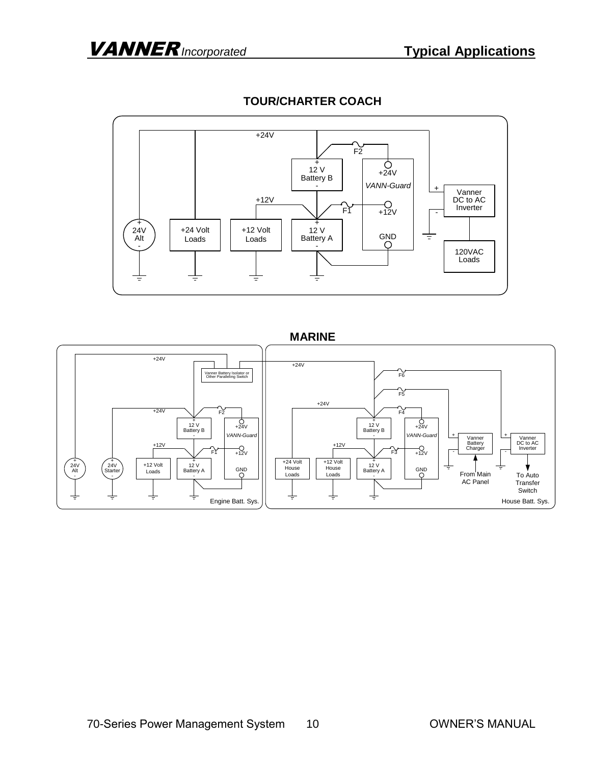## TOUR/CHARTER COACH

+24V

F2

+ 12 V Battery B -

+24V

*VANN-Guard*

+ Vanner DC to AC Inverter -

+12V

F1

+12V

+ 24V Alt -

+24 Volt Loads

+12 Volt Loads

+ 12 V Battery A -

GND

120VAC Loads

## MARINE

+24V

Vanner Battery Isolator or Other Paralleling Switch

+24V

F6

F5

+24V

F2

+24V

F4

+ 12 V Battery B -

+24V

*VANN-Guard*

+ 12 V Battery B -

+24V

*VANN-Guard*

+ Vanner Battery Charger -

+ Vanner DC to AC Inverter -

+12V

F1

+12V

+12V

F3

+12V

+ 24V Alt -

+ 24V Starter -

+12 Volt Loads

+ 12 V Battery A -

GND

+24 Volt House Loads

+12 Volt House Loads

+ 12 V Battery A -

GND

From Main AC Panel

To Auto Transfer Switch

Engine Batt. Sys.

House Batt. Sys.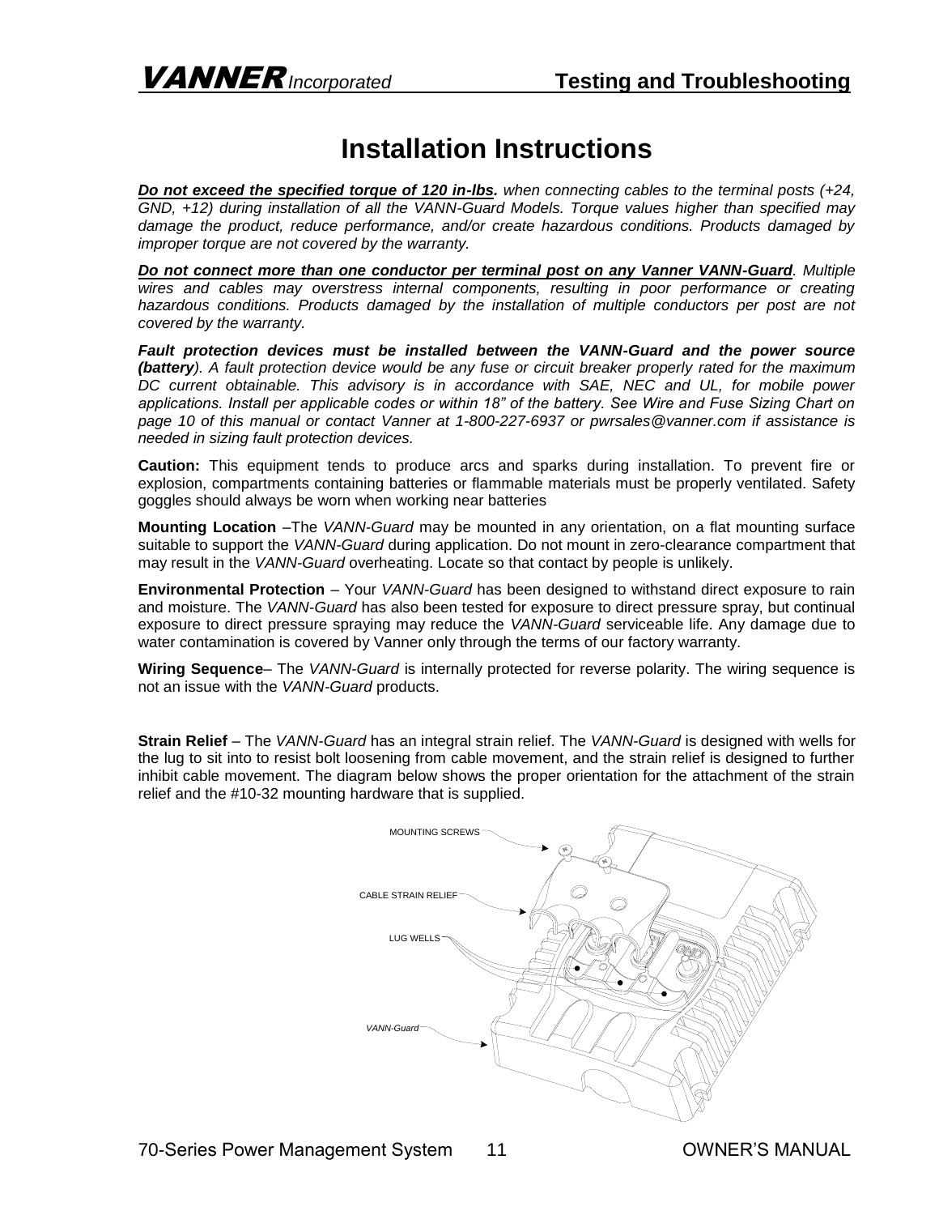# Installation Instructions

***Do not exceed the specified torque of 120 in-lbs.*** *when connecting cables to the terminal posts (+24, GND, +12) during installation of all the VANN-Guard Models. Torque values higher than specified may damage the product, reduce performance, and/or create hazardous conditions. Products damaged by improper torque are not covered by the warranty.*

***Do not connect more than one conductor per terminal post on any Vanner VANN-Guard****. Multiple wires and cables may overstress internal components, resulting in poor performance or creating hazardous conditions. Products damaged by the installation of multiple conductors per post are not covered by the warranty.*

***Fault protection devices must be installed between the VANN-Guard and the power source (battery****). A fault protection device would be any fuse or circuit breaker properly rated for the maximum DC current obtainable. This advisory is in accordance with SAE, NEC and UL, for mobile power applications. Install per applicable codes or within 18" of the battery. See Wire and Fuse Sizing Chart on page 10 of this manual or contact Vanner at 1-800-227-6937 or pwrsales@vanner.com if assistance is needed in sizing fault protection devices.*

**Caution:** This equipment tends to produce arcs and sparks during installation. To prevent fire or explosion, compartments containing batteries or flammable materials must be properly ventilated. Safety goggles should always be worn when working near batteries

**Mounting Location** –The *VANN-Guard* may be mounted in any orientation, on a flat mounting surface suitable to support the *VANN-Guard* during application. Do not mount in zero-clearance compartment that may result in the *VANN-Guard* overheating. Locate so that contact by people is unlikely.

**Environmental Protection** – Your *VANN-Guard* has been designed to withstand direct exposure to rain and moisture. The *VANN-Guard* has also been tested for exposure to direct pressure spray, but continual exposure to direct pressure spraying may reduce the *VANN-Guard* serviceable life. Any damage due to water contamination is covered by Vanner only through the terms of our factory warranty.

**Wiring Sequence**– The *VANN-Guard* is internally protected for reverse polarity. The wiring sequence is not an issue with the *VANN-Guard* products.

**Strain Relief** – The *VANN-Guard* has an integral strain relief. The *VANN-Guard* is designed with wells for the lug to sit into to resist bolt loosening from cable movement, and the strain relief is designed to further inhibit cable movement. The diagram below shows the proper orientation for the attachment of the strain relief and the #10-32 mounting hardware that is supplied.

MOUNTING SCREWS

CABLE STRAIN RELIEF

LUG WELLS

*VANN-Guard*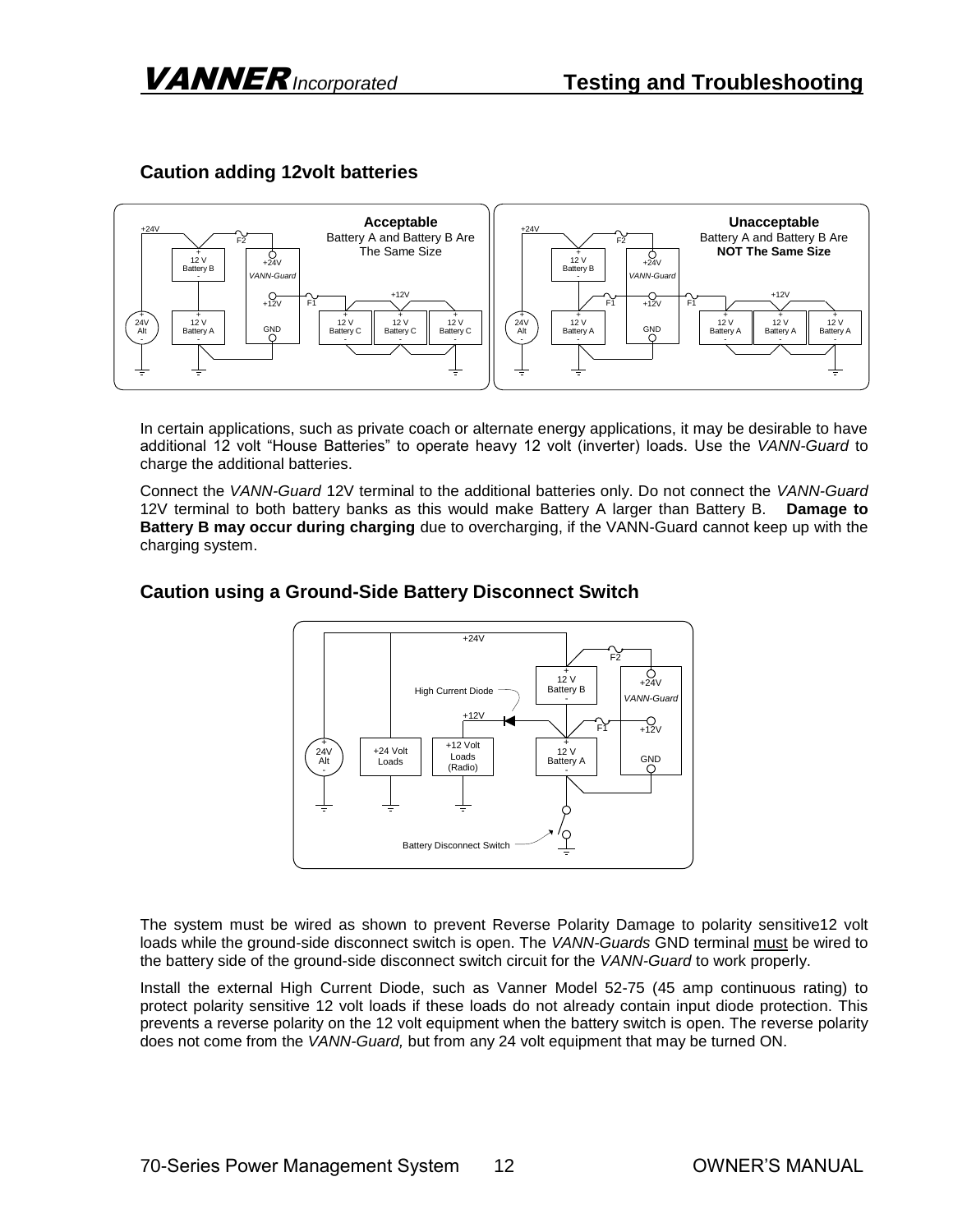## Caution adding 12volt batteries

In certain applications, such as private coach or alternate energy applications, it may be desirable to have additional 12 volt "House Batteries" to operate heavy 12 volt (inverter) loads. Use the *VANN-Guard* to charge the additional batteries.

Connect the *VANN-Guard* 12V terminal to the additional batteries only. Do not connect the *VANN-Guard* 12V terminal to both battery banks as this would make Battery A larger than Battery B. **Damage to Battery B may occur during charging** due to overcharging, if the VANN-Guard cannot keep up with the charging system.

## Caution using a Ground-Side Battery Disconnect Switch

The system must be wired as shown to prevent Reverse Polarity Damage to polarity sensitive12 volt loads while the ground-side disconnect switch is open. The *VANN-Guards* GND terminal must be wired to the battery side of the ground-side disconnect switch circuit for the *VANN-Guard* to work properly.

Install the external High Current Diode, such as Vanner Model 52-75 (45 amp continuous rating) to protect polarity sensitive 12 volt loads if these loads do not already contain input diode protection. This prevents a reverse polarity on the 12 volt equipment when the battery switch is open. The reverse polarity does not come from the *VANN-Guard,* but from any 24 volt equipment that may be turned ON.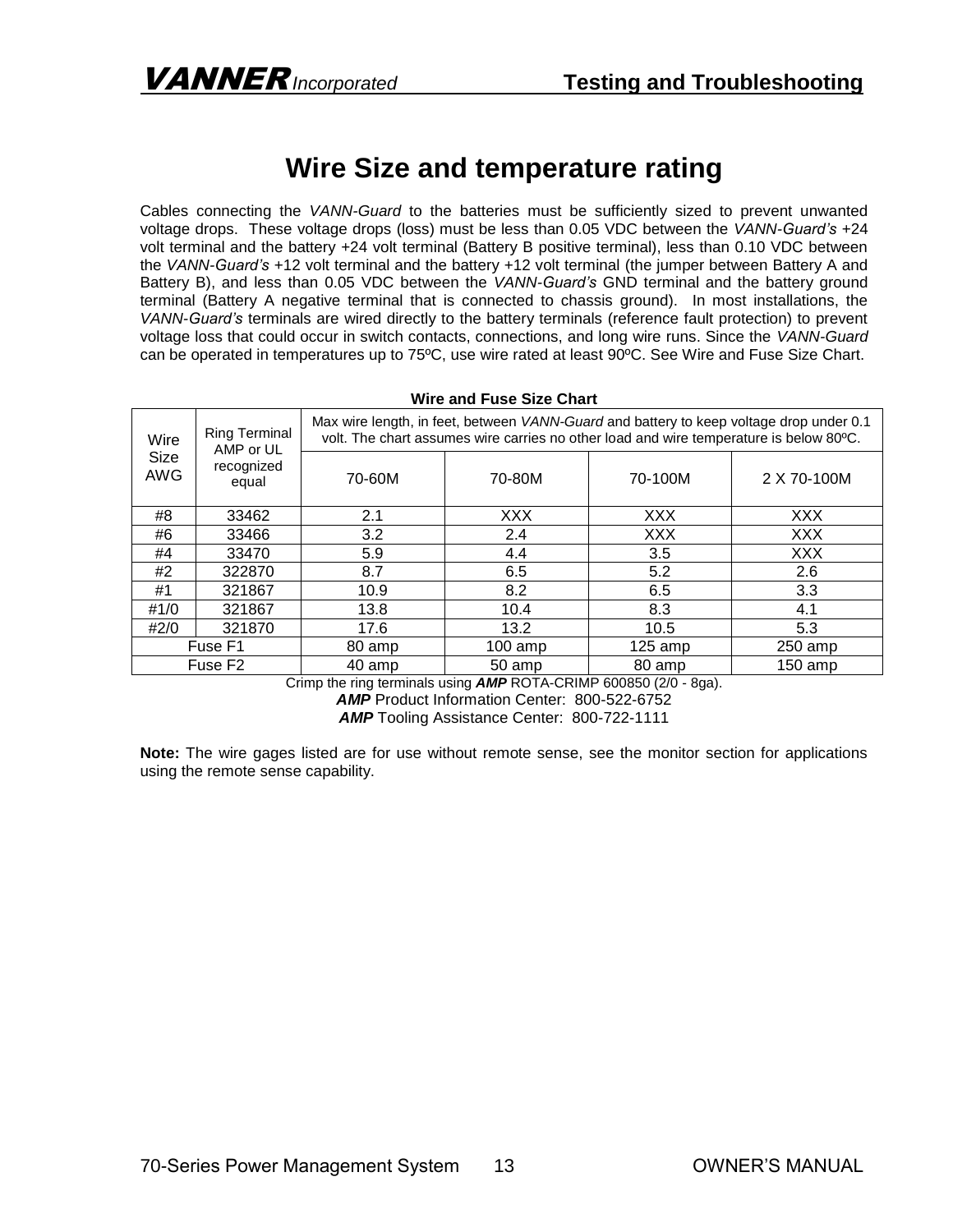# Wire Size and temperature rating

Cables connecting the *VANN-Guard* to the batteries must be sufficiently sized to prevent unwanted voltage drops. These voltage drops (loss) must be less than 0.05 VDC between the *VANN-Guard's* +24 volt terminal and the battery +24 volt terminal (Battery B positive terminal), less than 0.10 VDC between the *VANN-Guard's* +12 volt terminal and the battery +12 volt terminal (the jumper between Battery A and Battery B), and less than 0.05 VDC between the *VANN-Guard's* GND terminal and the battery ground terminal (Battery A negative terminal that is connected to chassis ground). In most installations, the *VANN-Guard's* terminals are wired directly to the battery terminals (reference fault protection) to prevent voltage loss that could occur in switch contacts, connections, and long wire runs. Since the *VANN-Guard* can be operated in temperatures up to 75ºC, use wire rated at least 90ºC. See Wire and Fuse Size Chart.

**Wire and Fuse Size Chart**

| Wire Size AWG | Ring Terminal AMP or UL recognized equal | Max wire length, in feet, between *VANN-Guard* and battery to keep voltage drop under 0.1 volt. The chart assumes wire carries no other load and wire temperature is below 80ºC. | | | |
|---|---|---|---|---|---|
| | | 70-60M | 70-80M | 70-100M | 2 X 70-100M |
| #8 | 33462 | 2.1 | XXX | XXX | XXX |
| #6 | 33466 | 3.2 | 2.4 | XXX | XXX |
| #4 | 33470 | 5.9 | 4.4 | 3.5 | XXX |
| #2 | 322870 | 8.7 | 6.5 | 5.2 | 2.6 |
| #1 | 321867 | 10.9 | 8.2 | 6.5 | 3.3 |
| #1/0 | 321867 | 13.8 | 10.4 | 8.3 | 4.1 |
| #2/0 | 321870 | 17.6 | 13.2 | 10.5 | 5.3 |
| Fuse F1 | | 80 amp | 100 amp | 125 amp | 250 amp |
| Fuse F2 | | 40 amp | 50 amp | 80 amp | 150 amp |

Crimp the ring terminals using ***AMP*** ROTA-CRIMP 600850 (2/0 - 8ga).

***AMP*** Product Information Center: 800-522-6752

***AMP*** Tooling Assistance Center: 800-722-1111

**Note:** The wire gages listed are for use without remote sense, see the monitor section for applications using the remote sense capability.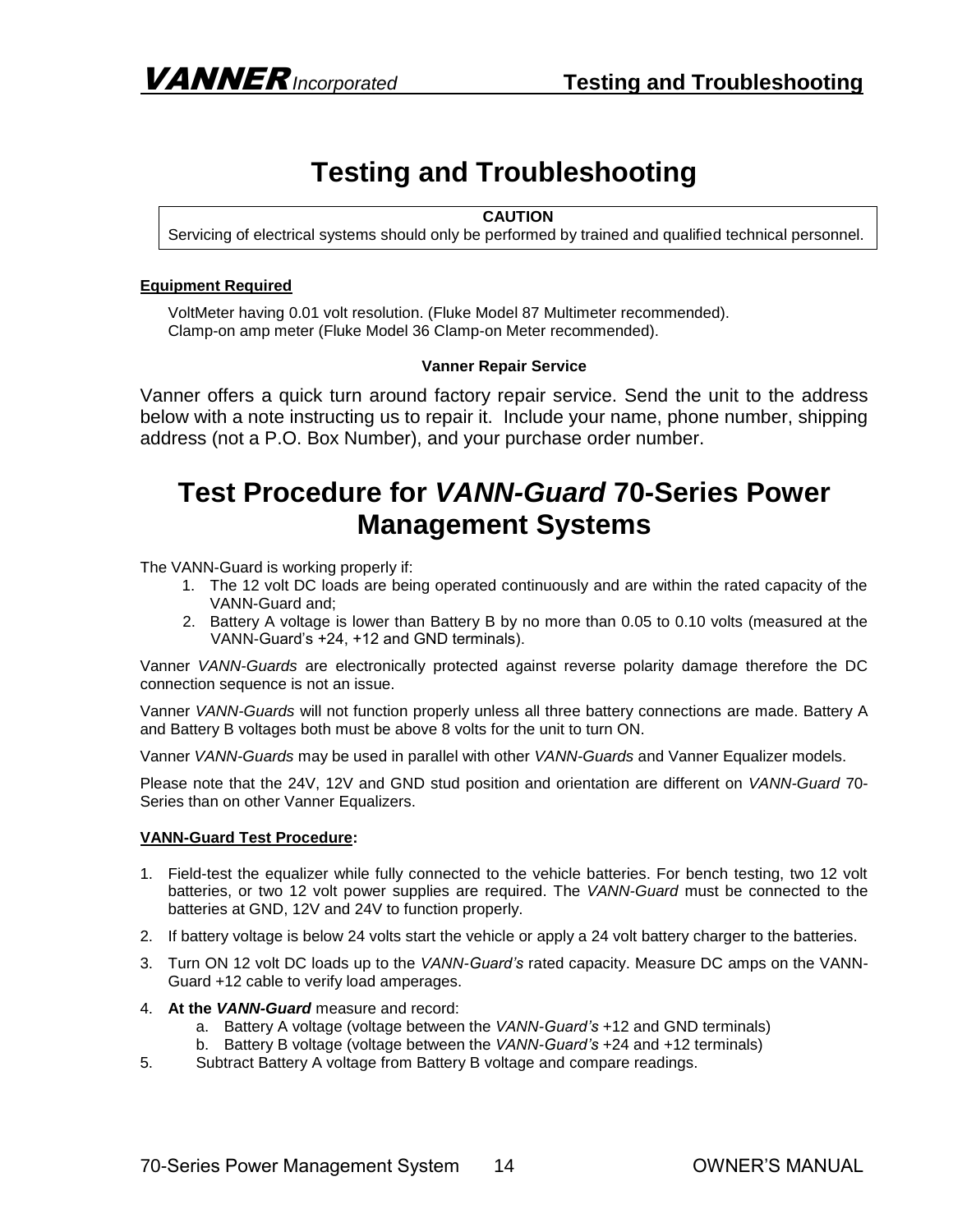# Testing and Troubleshooting

> **CAUTION**
> Servicing of electrical systems should only be performed by trained and qualified technical personnel.

**Equipment Required**

VoltMeter having 0.01 volt resolution. (Fluke Model 87 Multimeter recommended).
Clamp-on amp meter (Fluke Model 36 Clamp-on Meter recommended).

**Vanner Repair Service**

Vanner offers a quick turn around factory repair service. Send the unit to the address below with a note instructing us to repair it. Include your name, phone number, shipping address (not a P.O. Box Number), and your purchase order number.

# Test Procedure for *VANN-Guard* 70-Series Power Management Systems

The VANN-Guard is working properly if:

1. The 12 volt DC loads are being operated continuously and are within the rated capacity of the VANN-Guard and;
2. Battery A voltage is lower than Battery B by no more than 0.05 to 0.10 volts (measured at the VANN-Guard's +24, +12 and GND terminals).

Vanner *VANN-Guards* are electronically protected against reverse polarity damage therefore the DC connection sequence is not an issue.

Vanner *VANN-Guards* will not function properly unless all three battery connections are made. Battery A and Battery B voltages both must be above 8 volts for the unit to turn ON.

Vanner *VANN-Guards* may be used in parallel with other *VANN-Guards* and Vanner Equalizer models.

Please note that the 24V, 12V and GND stud position and orientation are different on *VANN-Guard* 70-Series than on other Vanner Equalizers.

**VANN-Guard Test Procedure:**

1. Field-test the equalizer while fully connected to the vehicle batteries. For bench testing, two 12 volt batteries, or two 12 volt power supplies are required. The *VANN-Guard* must be connected to the batteries at GND, 12V and 24V to function properly.
2. If battery voltage is below 24 volts start the vehicle or apply a 24 volt battery charger to the batteries.
3. Turn ON 12 volt DC loads up to the *VANN-Guard's* rated capacity. Measure DC amps on the VANN-Guard +12 cable to verify load amperages.
4. **At the *VANN-Guard*** measure and record:
   a. Battery A voltage (voltage between the *VANN-Guard's* +12 and GND terminals)
   b. Battery B voltage (voltage between the *VANN-Guard's* +24 and +12 terminals)
5. Subtract Battery A voltage from Battery B voltage and compare readings.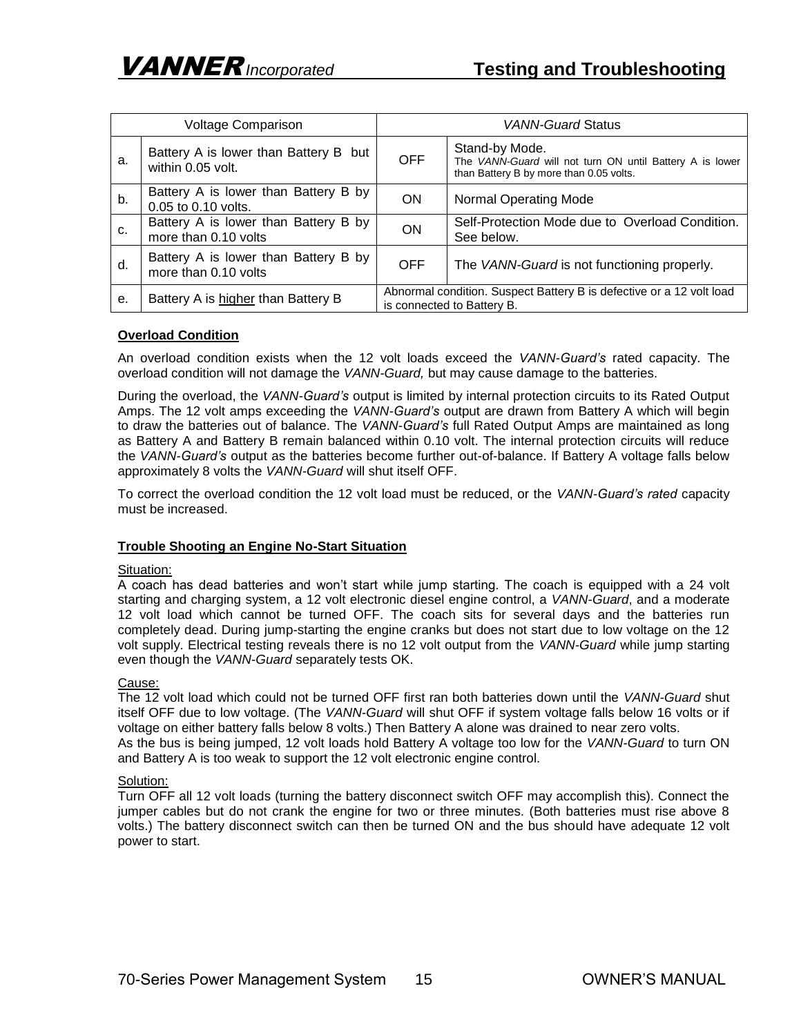| Voltage Comparison | | *VANN-Guard* Status | |
|---|---|---|---|
| a. | Battery A is lower than Battery B but within 0.05 volt. | OFF | Stand-by Mode. The *VANN-Guard* will not turn ON until Battery A is lower than Battery B by more than 0.05 volts. |
| b. | Battery A is lower than Battery B by 0.05 to 0.10 volts. | ON | Normal Operating Mode |
| c. | Battery A is lower than Battery B by more than 0.10 volts | ON | Self-Protection Mode due to Overload Condition. See below. |
| d. | Battery A is lower than Battery B by more than 0.10 volts | OFF | The *VANN-Guard* is not functioning properly. |
| e. | Battery A is higher than Battery B | Abnormal condition. Suspect Battery B is defective or a 12 volt load is connected to Battery B. | |

**Overload Condition**

An overload condition exists when the 12 volt loads exceed the *VANN-Guard's* rated capacity. The overload condition will not damage the *VANN-Guard,* but may cause damage to the batteries.

During the overload, the *VANN-Guard's* output is limited by internal protection circuits to its Rated Output Amps. The 12 volt amps exceeding the *VANN-Guard's* output are drawn from Battery A which will begin to draw the batteries out of balance. The *VANN-Guard's* full Rated Output Amps are maintained as long as Battery A and Battery B remain balanced within 0.10 volt. The internal protection circuits will reduce the *VANN-Guard's* output as the batteries become further out-of-balance. If Battery A voltage falls below approximately 8 volts the *VANN-Guard* will shut itself OFF.

To correct the overload condition the 12 volt load must be reduced, or the *VANN-Guard's rated* capacity must be increased.

**Trouble Shooting an Engine No-Start Situation**

Situation:
A coach has dead batteries and won't start while jump starting. The coach is equipped with a 24 volt starting and charging system, a 12 volt electronic diesel engine control, a *VANN-Guard*, and a moderate 12 volt load which cannot be turned OFF. The coach sits for several days and the batteries run completely dead. During jump-starting the engine cranks but does not start due to low voltage on the 12 volt supply. Electrical testing reveals there is no 12 volt output from the *VANN-Guard* while jump starting even though the *VANN-Guard* separately tests OK.

Cause:
The 12 volt load which could not be turned OFF first ran both batteries down until the *VANN-Guard* shut itself OFF due to low voltage. (The *VANN-Guard* will shut OFF if system voltage falls below 16 volts or if voltage on either battery falls below 8 volts.) Then Battery A alone was drained to near zero volts.
As the bus is being jumped, 12 volt loads hold Battery A voltage too low for the *VANN-Guard* to turn ON and Battery A is too weak to support the 12 volt electronic engine control.

Solution:
Turn OFF all 12 volt loads (turning the battery disconnect switch OFF may accomplish this). Connect the jumper cables but do not crank the engine for two or three minutes. (Both batteries must rise above 8 volts.) The battery disconnect switch can then be turned ON and the bus should have adequate 12 volt power to start.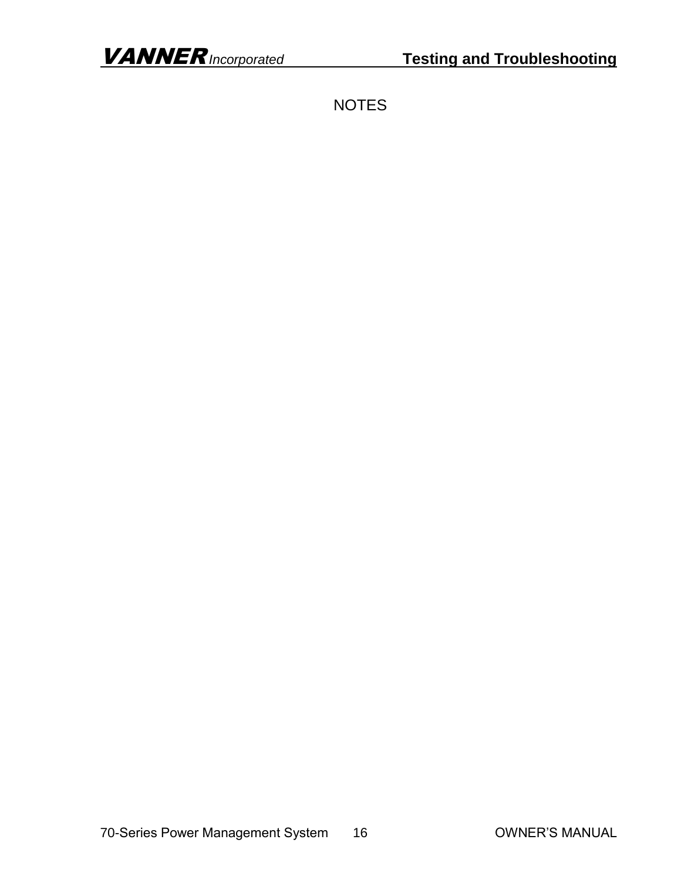NOTES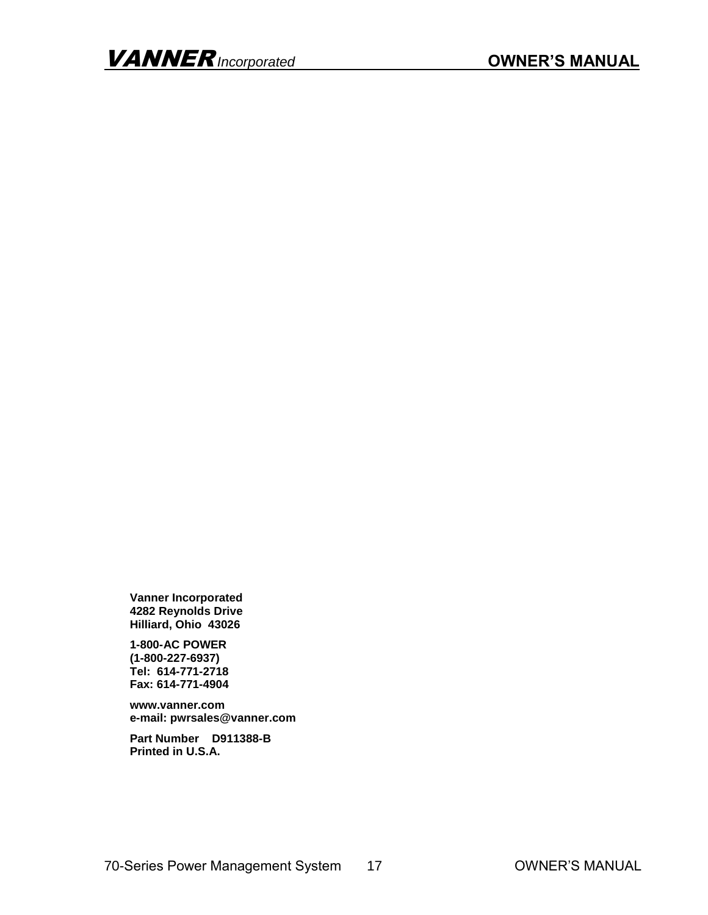**Vanner Incorporated**
**4282 Reynolds Drive**
**Hilliard, Ohio 43026**

**1-800-AC POWER**
**(1-800-227-6937)**
**Tel: 614-771-2718**
**Fax: 614-771-4904**

**www.vanner.com**
**e-mail: pwrsales@vanner.com**

**Part Number D911388-B**
**Printed in U.S.A.**